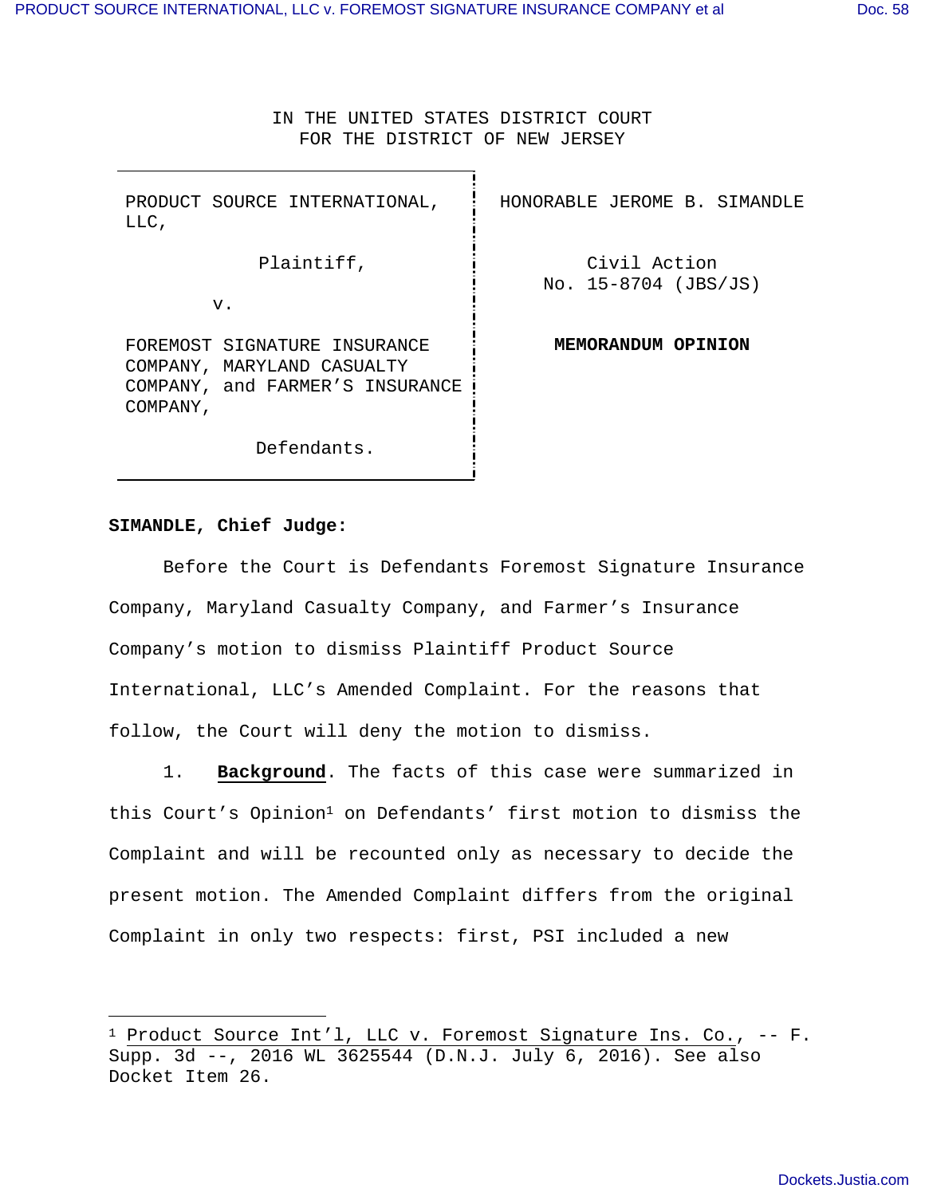IN THE UNITED STATES DISTRICT COURT
FOR THE DISTRICT OF NEW JERSEY

| | |
|---|---|
| PRODUCT SOURCE INTERNATIONAL, LLC,<br><br>Plaintiff,<br><br>v.<br><br>FOREMOST SIGNATURE INSURANCE COMPANY, MARYLAND CASUALTY COMPANY, and FARMER'S INSURANCE COMPANY,<br><br>Defendants. | HONORABLE JEROME B. SIMANDLE<br><br>Civil Action<br>No. 15-8704 (JBS/JS)<br><br>**MEMORANDUM OPINION** |

**SIMANDLE, Chief Judge:**

Before the Court is Defendants Foremost Signature Insurance Company, Maryland Casualty Company, and Farmer's Insurance Company's motion to dismiss Plaintiff Product Source International, LLC's Amended Complaint. For the reasons that follow, the Court will deny the motion to dismiss.

1. **Background**. The facts of this case were summarized in this Court's Opinion[1] on Defendants' first motion to dismiss the Complaint and will be recounted only as necessary to decide the present motion. The Amended Complaint differs from the original Complaint in only two respects: first, PSI included a new

---

[1] Product Source Int'l, LLC v. Foremost Signature Ins. Co., -- F. Supp. 3d --, 2016 WL 3625544 (D.N.J. July 6, 2016). See also Docket Item 26.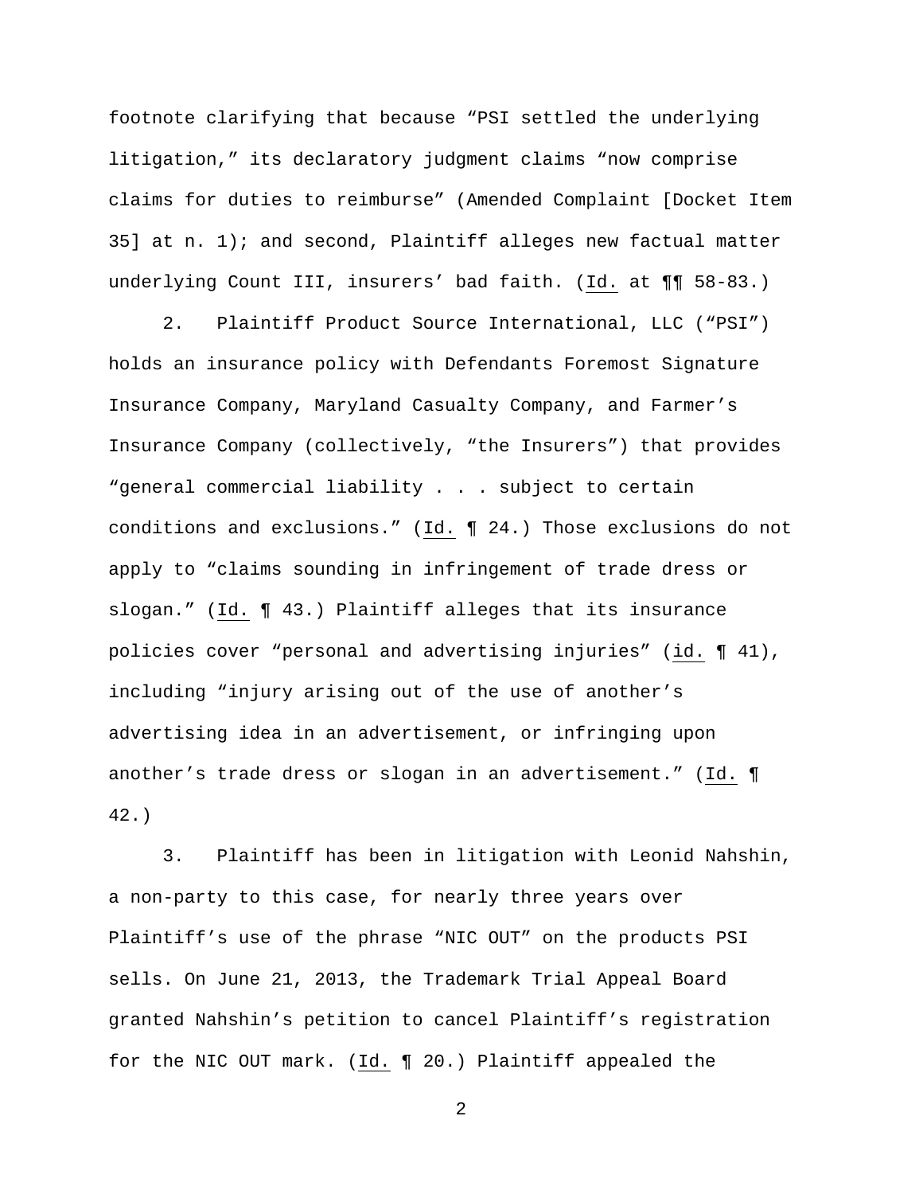footnote clarifying that because "PSI settled the underlying litigation," its declaratory judgment claims "now comprise claims for duties to reimburse" (Amended Complaint [Docket Item 35] at n. 1); and second, Plaintiff alleges new factual matter underlying Count III, insurers' bad faith. (Id. at ¶¶ 58-83.)

2. Plaintiff Product Source International, LLC ("PSI") holds an insurance policy with Defendants Foremost Signature Insurance Company, Maryland Casualty Company, and Farmer's Insurance Company (collectively, "the Insurers") that provides "general commercial liability . . . subject to certain conditions and exclusions." (Id. ¶ 24.) Those exclusions do not apply to "claims sounding in infringement of trade dress or slogan." (Id. ¶ 43.) Plaintiff alleges that its insurance policies cover "personal and advertising injuries" (id. ¶ 41), including "injury arising out of the use of another's advertising idea in an advertisement, or infringing upon another's trade dress or slogan in an advertisement." (Id. ¶ 42.)

3. Plaintiff has been in litigation with Leonid Nahshin, a non-party to this case, for nearly three years over Plaintiff's use of the phrase "NIC OUT" on the products PSI sells. On June 21, 2013, the Trademark Trial Appeal Board granted Nahshin's petition to cancel Plaintiff's registration for the NIC OUT mark. (Id. ¶ 20.) Plaintiff appealed the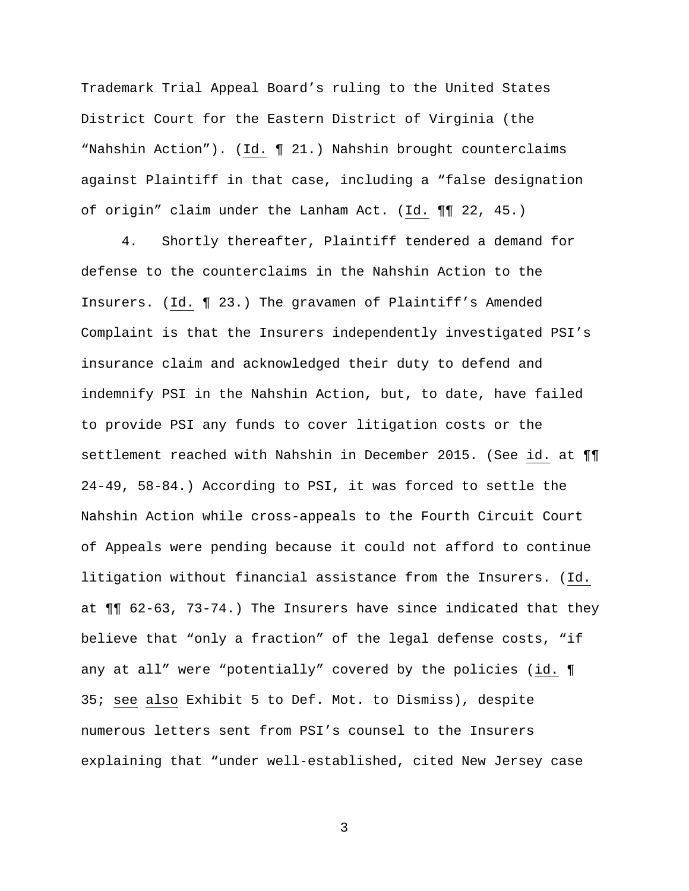Trademark Trial Appeal Board's ruling to the United States District Court for the Eastern District of Virginia (the "Nahshin Action"). (Id. ¶ 21.) Nahshin brought counterclaims against Plaintiff in that case, including a "false designation of origin" claim under the Lanham Act. (Id. ¶¶ 22, 45.)

4. Shortly thereafter, Plaintiff tendered a demand for defense to the counterclaims in the Nahshin Action to the Insurers. (Id. ¶ 23.) The gravamen of Plaintiff's Amended Complaint is that the Insurers independently investigated PSI's insurance claim and acknowledged their duty to defend and indemnify PSI in the Nahshin Action, but, to date, have failed to provide PSI any funds to cover litigation costs or the settlement reached with Nahshin in December 2015. (See id. at ¶¶ 24-49, 58-84.) According to PSI, it was forced to settle the Nahshin Action while cross-appeals to the Fourth Circuit Court of Appeals were pending because it could not afford to continue litigation without financial assistance from the Insurers. (Id. at ¶¶ 62-63, 73-74.) The Insurers have since indicated that they believe that "only a fraction" of the legal defense costs, "if any at all" were "potentially" covered by the policies (id. ¶ 35; see also Exhibit 5 to Def. Mot. to Dismiss), despite numerous letters sent from PSI's counsel to the Insurers explaining that "under well-established, cited New Jersey case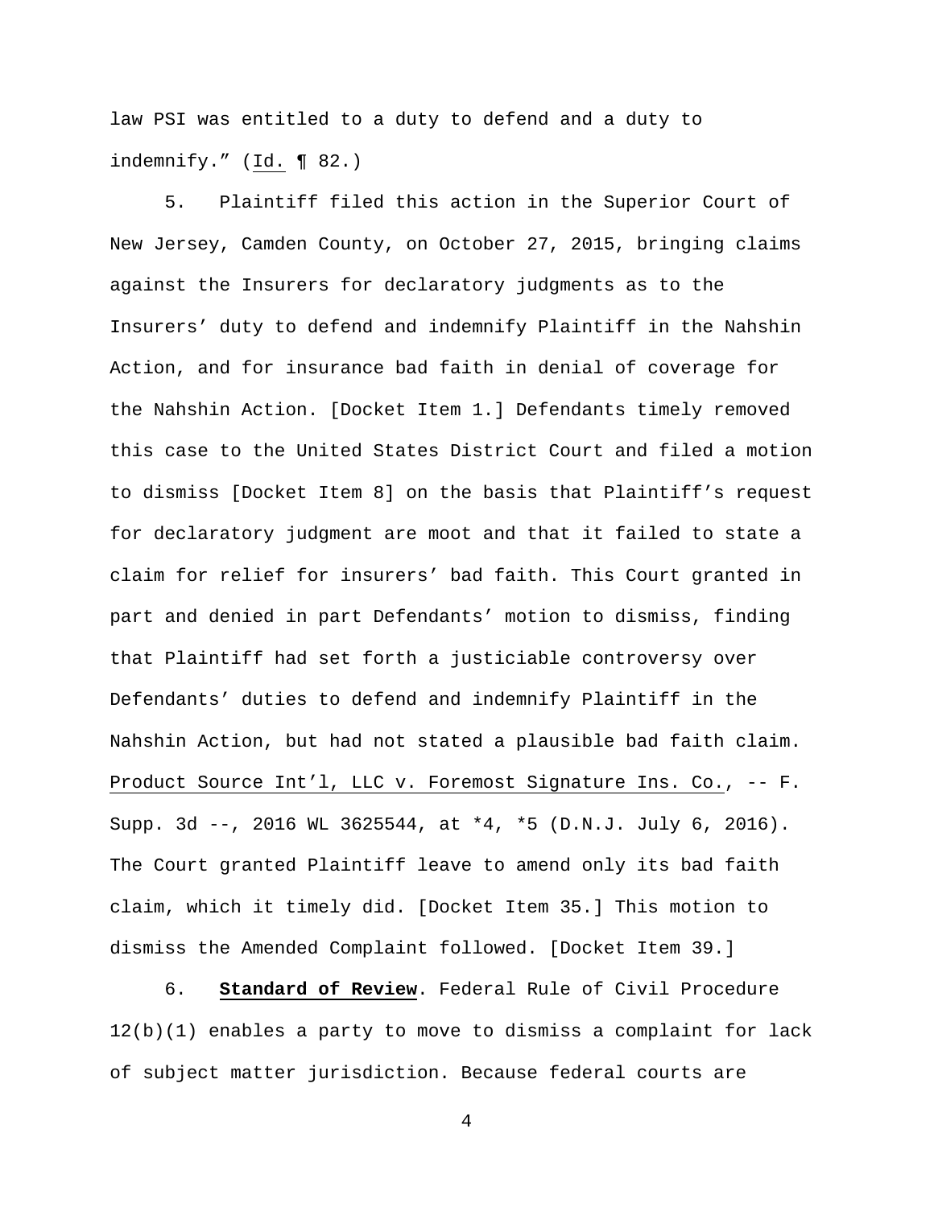law PSI was entitled to a duty to defend and a duty to indemnify." (Id. ¶ 82.)

5. Plaintiff filed this action in the Superior Court of New Jersey, Camden County, on October 27, 2015, bringing claims against the Insurers for declaratory judgments as to the Insurers' duty to defend and indemnify Plaintiff in the Nahshin Action, and for insurance bad faith in denial of coverage for the Nahshin Action. [Docket Item 1.] Defendants timely removed this case to the United States District Court and filed a motion to dismiss [Docket Item 8] on the basis that Plaintiff's request for declaratory judgment are moot and that it failed to state a claim for relief for insurers' bad faith. This Court granted in part and denied in part Defendants' motion to dismiss, finding that Plaintiff had set forth a justiciable controversy over Defendants' duties to defend and indemnify Plaintiff in the Nahshin Action, but had not stated a plausible bad faith claim. Product Source Int'l, LLC v. Foremost Signature Ins. Co., -- F. Supp. 3d --, 2016 WL 3625544, at *4, *5 (D.N.J. July 6, 2016). The Court granted Plaintiff leave to amend only its bad faith claim, which it timely did. [Docket Item 35.] This motion to dismiss the Amended Complaint followed. [Docket Item 39.]

6. **Standard of Review**. Federal Rule of Civil Procedure 12(b)(1) enables a party to move to dismiss a complaint for lack of subject matter jurisdiction. Because federal courts are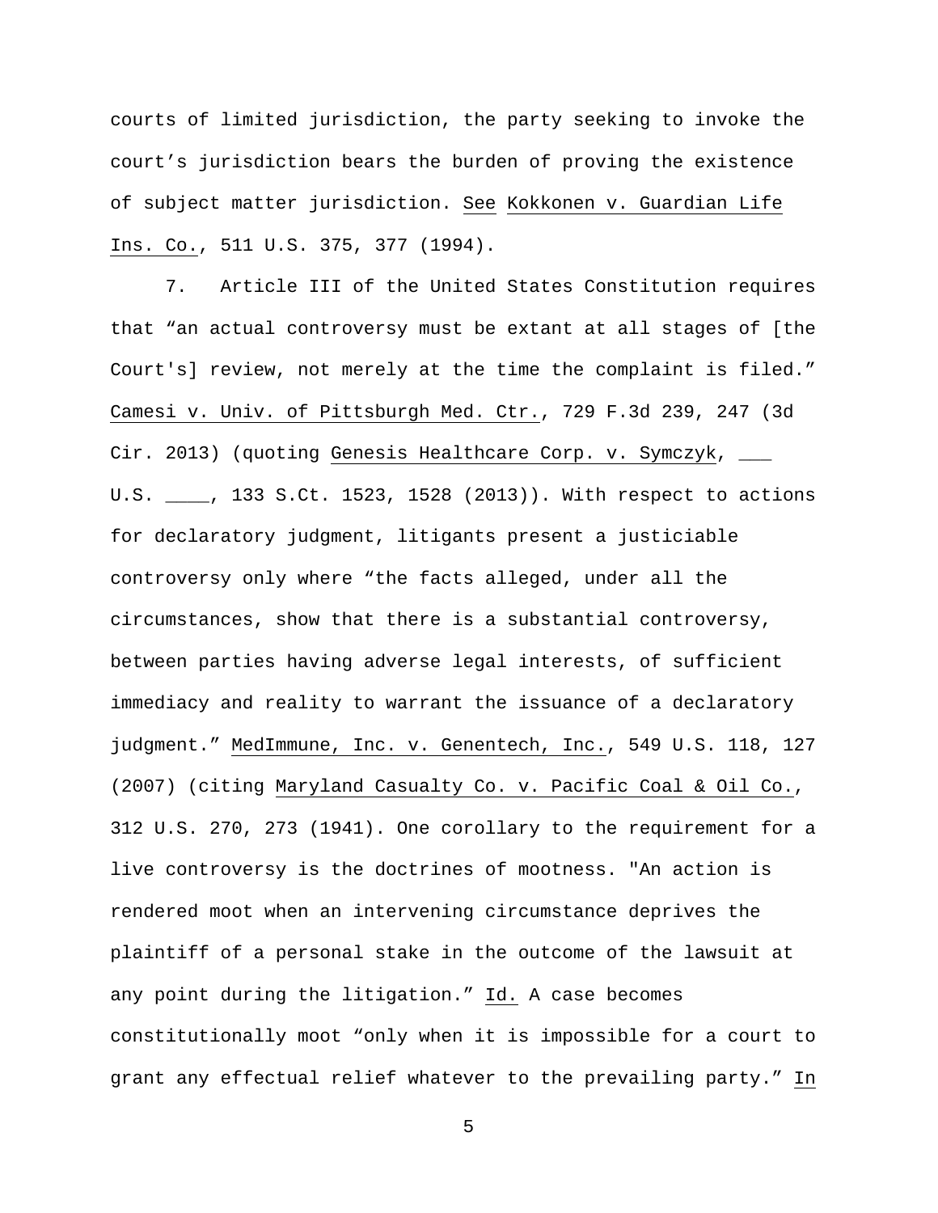courts of limited jurisdiction, the party seeking to invoke the court's jurisdiction bears the burden of proving the existence of subject matter jurisdiction. See Kokkonen v. Guardian Life Ins. Co., 511 U.S. 375, 377 (1994).

7. Article III of the United States Constitution requires that "an actual controversy must be extant at all stages of [the Court's] review, not merely at the time the complaint is filed." Camesi v. Univ. of Pittsburgh Med. Ctr., 729 F.3d 239, 247 (3d Cir. 2013) (quoting Genesis Healthcare Corp. v. Symczyk, ___ U.S. ____, 133 S.Ct. 1523, 1528 (2013)). With respect to actions for declaratory judgment, litigants present a justiciable controversy only where "the facts alleged, under all the circumstances, show that there is a substantial controversy, between parties having adverse legal interests, of sufficient immediacy and reality to warrant the issuance of a declaratory judgment." MedImmune, Inc. v. Genentech, Inc., 549 U.S. 118, 127 (2007) (citing Maryland Casualty Co. v. Pacific Coal & Oil Co., 312 U.S. 270, 273 (1941). One corollary to the requirement for a live controversy is the doctrines of mootness. "An action is rendered moot when an intervening circumstance deprives the plaintiff of a personal stake in the outcome of the lawsuit at any point during the litigation." Id. A case becomes constitutionally moot "only when it is impossible for a court to grant any effectual relief whatever to the prevailing party." In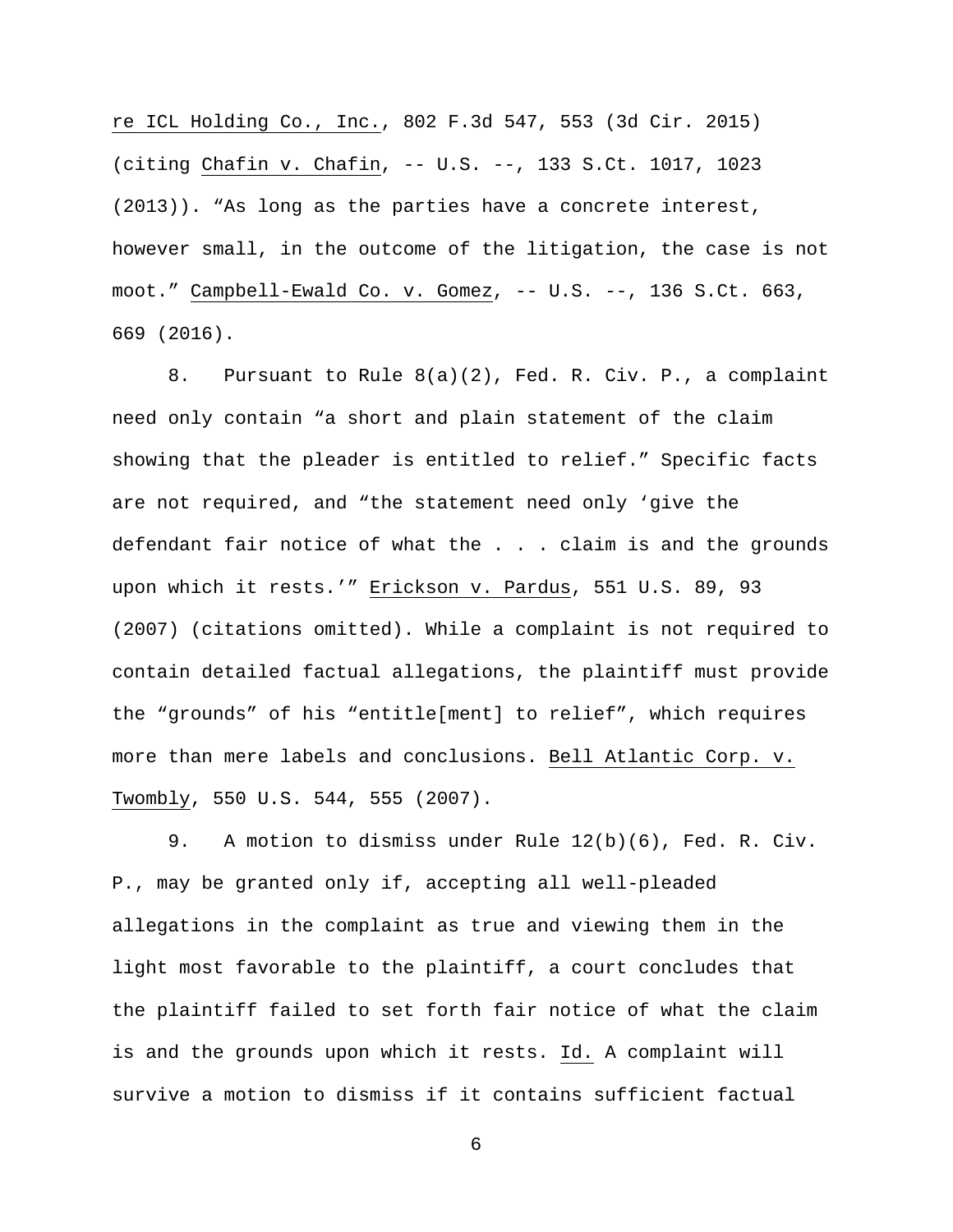re ICL Holding Co., Inc., 802 F.3d 547, 553 (3d Cir. 2015) (citing Chafin v. Chafin, -- U.S. --, 133 S.Ct. 1017, 1023 (2013)). "As long as the parties have a concrete interest, however small, in the outcome of the litigation, the case is not moot." Campbell-Ewald Co. v. Gomez, -- U.S. --, 136 S.Ct. 663, 669 (2016).

8. Pursuant to Rule 8(a)(2), Fed. R. Civ. P., a complaint need only contain "a short and plain statement of the claim showing that the pleader is entitled to relief." Specific facts are not required, and "the statement need only 'give the defendant fair notice of what the . . . claim is and the grounds upon which it rests.'" Erickson v. Pardus, 551 U.S. 89, 93 (2007) (citations omitted). While a complaint is not required to contain detailed factual allegations, the plaintiff must provide the "grounds" of his "entitle[ment] to relief", which requires more than mere labels and conclusions. Bell Atlantic Corp. v. Twombly, 550 U.S. 544, 555 (2007).

9. A motion to dismiss under Rule 12(b)(6), Fed. R. Civ. P., may be granted only if, accepting all well-pleaded allegations in the complaint as true and viewing them in the light most favorable to the plaintiff, a court concludes that the plaintiff failed to set forth fair notice of what the claim is and the grounds upon which it rests. Id. A complaint will survive a motion to dismiss if it contains sufficient factual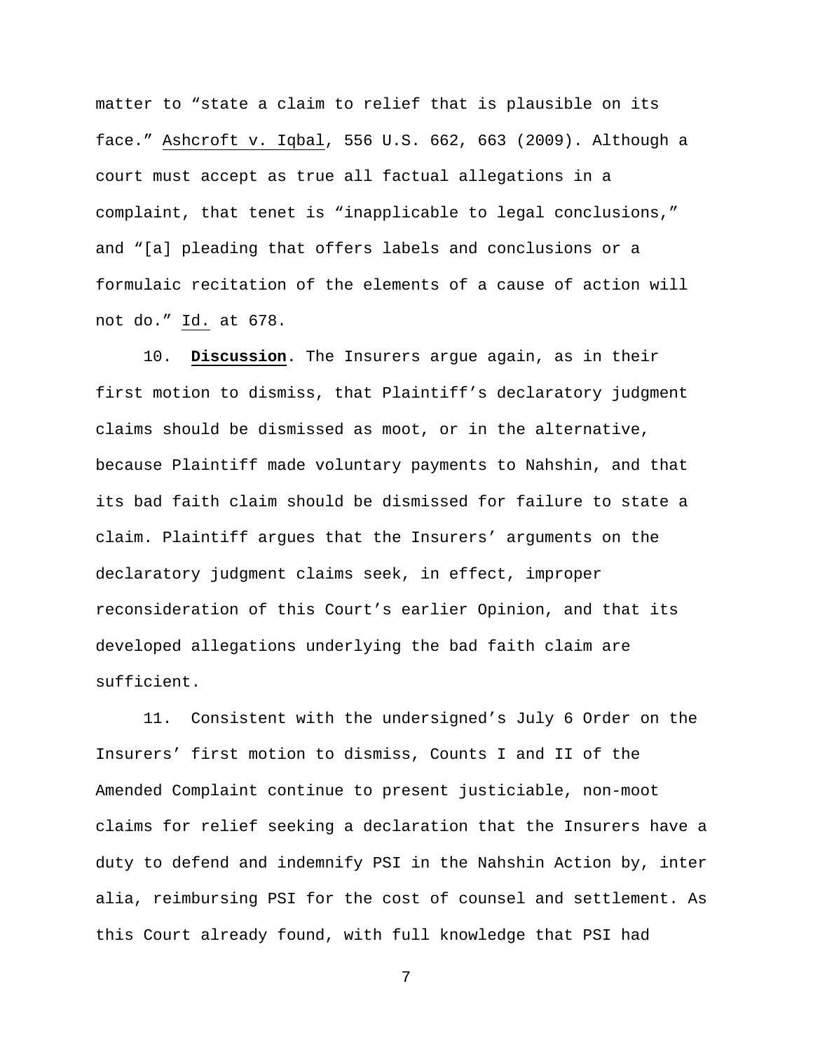matter to "state a claim to relief that is plausible on its face." Ashcroft v. Iqbal, 556 U.S. 662, 663 (2009). Although a court must accept as true all factual allegations in a complaint, that tenet is "inapplicable to legal conclusions," and "[a] pleading that offers labels and conclusions or a formulaic recitation of the elements of a cause of action will not do." Id. at 678.

10. **Discussion**. The Insurers argue again, as in their first motion to dismiss, that Plaintiff's declaratory judgment claims should be dismissed as moot, or in the alternative, because Plaintiff made voluntary payments to Nahshin, and that its bad faith claim should be dismissed for failure to state a claim. Plaintiff argues that the Insurers' arguments on the declaratory judgment claims seek, in effect, improper reconsideration of this Court's earlier Opinion, and that its developed allegations underlying the bad faith claim are sufficient.

11. Consistent with the undersigned's July 6 Order on the Insurers' first motion to dismiss, Counts I and II of the Amended Complaint continue to present justiciable, non-moot claims for relief seeking a declaration that the Insurers have a duty to defend and indemnify PSI in the Nahshin Action by, inter alia, reimbursing PSI for the cost of counsel and settlement. As this Court already found, with full knowledge that PSI had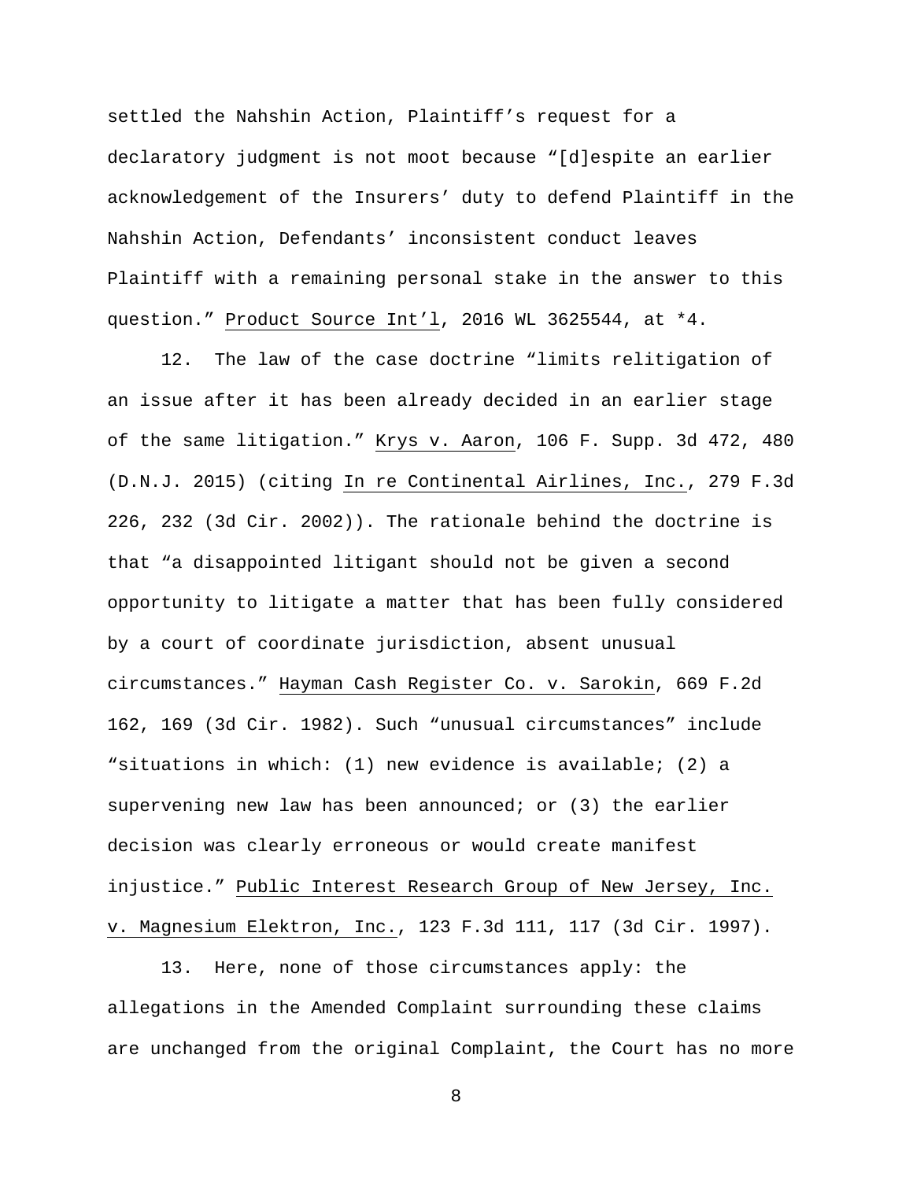settled the Nahshin Action, Plaintiff's request for a declaratory judgment is not moot because "[d]espite an earlier acknowledgement of the Insurers' duty to defend Plaintiff in the Nahshin Action, Defendants' inconsistent conduct leaves Plaintiff with a remaining personal stake in the answer to this question." Product Source Int'l, 2016 WL 3625544, at *4.

12. The law of the case doctrine "limits relitigation of an issue after it has been already decided in an earlier stage of the same litigation." Krys v. Aaron, 106 F. Supp. 3d 472, 480 (D.N.J. 2015) (citing In re Continental Airlines, Inc., 279 F.3d 226, 232 (3d Cir. 2002)). The rationale behind the doctrine is that "a disappointed litigant should not be given a second opportunity to litigate a matter that has been fully considered by a court of coordinate jurisdiction, absent unusual circumstances." Hayman Cash Register Co. v. Sarokin, 669 F.2d 162, 169 (3d Cir. 1982). Such "unusual circumstances" include "situations in which: (1) new evidence is available; (2) a supervening new law has been announced; or (3) the earlier decision was clearly erroneous or would create manifest injustice." Public Interest Research Group of New Jersey, Inc. v. Magnesium Elektron, Inc., 123 F.3d 111, 117 (3d Cir. 1997).

13. Here, none of those circumstances apply: the allegations in the Amended Complaint surrounding these claims are unchanged from the original Complaint, the Court has no more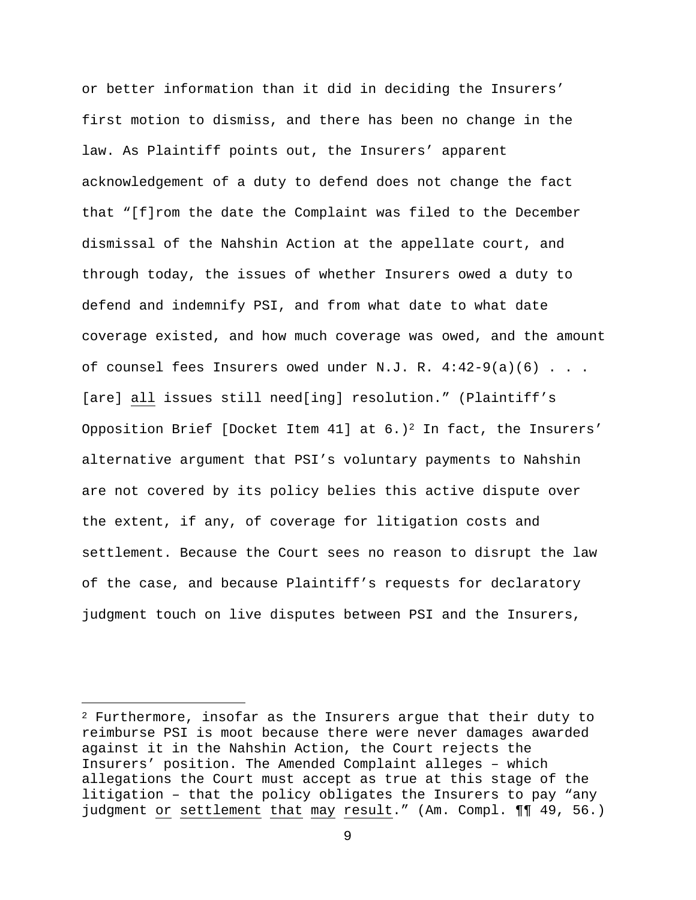or better information than it did in deciding the Insurers' first motion to dismiss, and there has been no change in the law. As Plaintiff points out, the Insurers' apparent acknowledgement of a duty to defend does not change the fact that "[f]rom the date the Complaint was filed to the December dismissal of the Nahshin Action at the appellate court, and through today, the issues of whether Insurers owed a duty to defend and indemnify PSI, and from what date to what date coverage existed, and how much coverage was owed, and the amount of counsel fees Insurers owed under N.J. R. 4:42-9(a)(6) . . . [are] <u>all</u> issues still need[ing] resolution." (Plaintiff's Opposition Brief [Docket Item 41] at 6.)[2] In fact, the Insurers' alternative argument that PSI's voluntary payments to Nahshin are not covered by its policy belies this active dispute over the extent, if any, of coverage for litigation costs and settlement. Because the Court sees no reason to disrupt the law of the case, and because Plaintiff's requests for declaratory judgment touch on live disputes between PSI and the Insurers,

---

[2] Furthermore, insofar as the Insurers argue that their duty to reimburse PSI is moot because there were never damages awarded against it in the Nahshin Action, the Court rejects the Insurers' position. The Amended Complaint alleges – which allegations the Court must accept as true at this stage of the litigation – that the policy obligates the Insurers to pay "any judgment <u>or</u> <u>settlement</u> <u>that</u> <u>may</u> <u>result</u>." (Am. Compl. ¶¶ 49, 56.)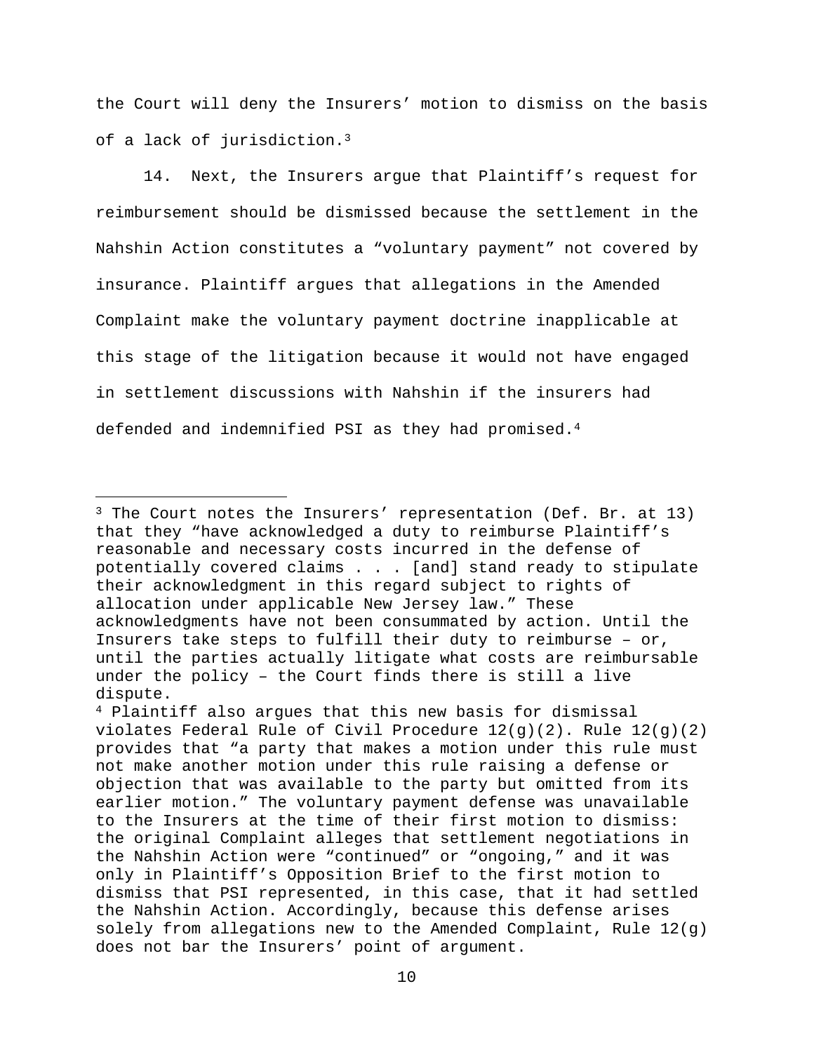the Court will deny the Insurers' motion to dismiss on the basis of a lack of jurisdiction.[3]

14. Next, the Insurers argue that Plaintiff's request for reimbursement should be dismissed because the settlement in the Nahshin Action constitutes a "voluntary payment" not covered by insurance. Plaintiff argues that allegations in the Amended Complaint make the voluntary payment doctrine inapplicable at this stage of the litigation because it would not have engaged in settlement discussions with Nahshin if the insurers had defended and indemnified PSI as they had promised.[4]

---

[3] The Court notes the Insurers' representation (Def. Br. at 13) that they "have acknowledged a duty to reimburse Plaintiff's reasonable and necessary costs incurred in the defense of potentially covered claims . . . [and] stand ready to stipulate their acknowledgment in this regard subject to rights of allocation under applicable New Jersey law." These acknowledgments have not been consummated by action. Until the Insurers take steps to fulfill their duty to reimburse – or, until the parties actually litigate what costs are reimbursable under the policy – the Court finds there is still a live dispute.

[4] Plaintiff also argues that this new basis for dismissal violates Federal Rule of Civil Procedure 12(g)(2). Rule 12(g)(2) provides that "a party that makes a motion under this rule must not make another motion under this rule raising a defense or objection that was available to the party but omitted from its earlier motion." The voluntary payment defense was unavailable to the Insurers at the time of their first motion to dismiss: the original Complaint alleges that settlement negotiations in the Nahshin Action were "continued" or "ongoing," and it was only in Plaintiff's Opposition Brief to the first motion to dismiss that PSI represented, in this case, that it had settled the Nahshin Action. Accordingly, because this defense arises solely from allegations new to the Amended Complaint, Rule 12(g) does not bar the Insurers' point of argument.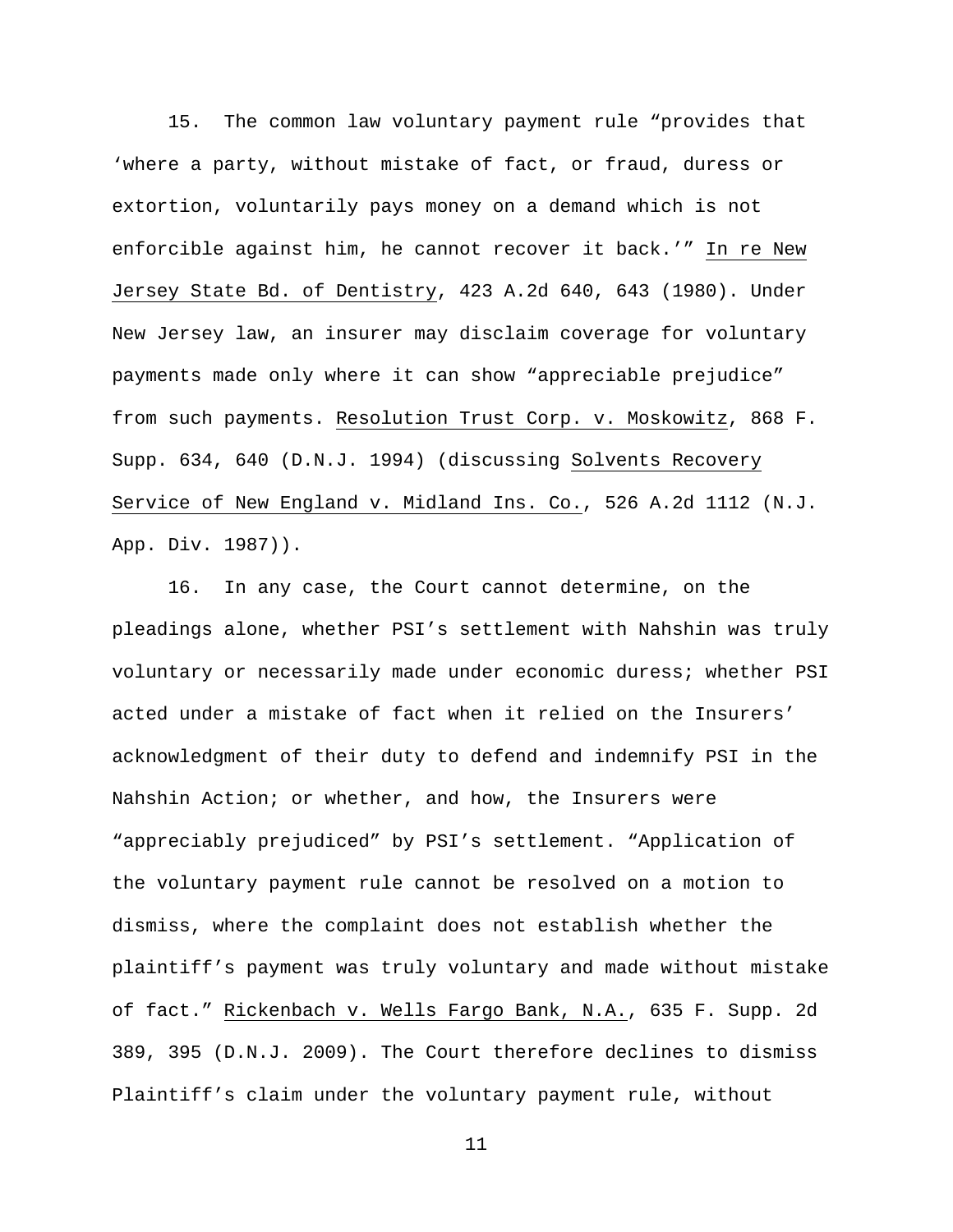15. The common law voluntary payment rule "provides that 'where a party, without mistake of fact, or fraud, duress or extortion, voluntarily pays money on a demand which is not enforcible against him, he cannot recover it back.'" In re New Jersey State Bd. of Dentistry, 423 A.2d 640, 643 (1980). Under New Jersey law, an insurer may disclaim coverage for voluntary payments made only where it can show "appreciable prejudice" from such payments. Resolution Trust Corp. v. Moskowitz, 868 F. Supp. 634, 640 (D.N.J. 1994) (discussing Solvents Recovery Service of New England v. Midland Ins. Co., 526 A.2d 1112 (N.J. App. Div. 1987)).

16. In any case, the Court cannot determine, on the pleadings alone, whether PSI's settlement with Nahshin was truly voluntary or necessarily made under economic duress; whether PSI acted under a mistake of fact when it relied on the Insurers' acknowledgment of their duty to defend and indemnify PSI in the Nahshin Action; or whether, and how, the Insurers were "appreciably prejudiced" by PSI's settlement. "Application of the voluntary payment rule cannot be resolved on a motion to dismiss, where the complaint does not establish whether the plaintiff's payment was truly voluntary and made without mistake of fact." Rickenbach v. Wells Fargo Bank, N.A., 635 F. Supp. 2d 389, 395 (D.N.J. 2009). The Court therefore declines to dismiss Plaintiff's claim under the voluntary payment rule, without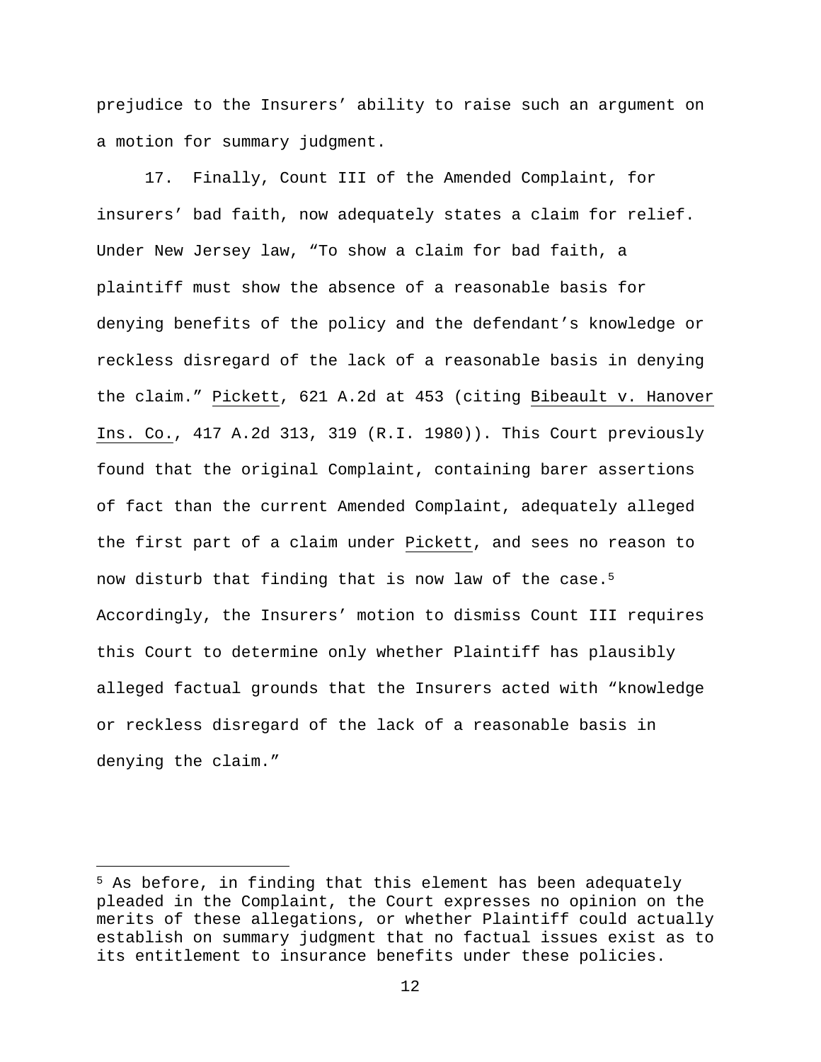prejudice to the Insurers' ability to raise such an argument on a motion for summary judgment.

17. Finally, Count III of the Amended Complaint, for insurers' bad faith, now adequately states a claim for relief. Under New Jersey law, "To show a claim for bad faith, a plaintiff must show the absence of a reasonable basis for denying benefits of the policy and the defendant's knowledge or reckless disregard of the lack of a reasonable basis in denying the claim." Pickett, 621 A.2d at 453 (citing Bibeault v. Hanover Ins. Co., 417 A.2d 313, 319 (R.I. 1980)). This Court previously found that the original Complaint, containing barer assertions of fact than the current Amended Complaint, adequately alleged the first part of a claim under Pickett, and sees no reason to now disturb that finding that is now law of the case.[5] Accordingly, the Insurers' motion to dismiss Count III requires this Court to determine only whether Plaintiff has plausibly alleged factual grounds that the Insurers acted with "knowledge or reckless disregard of the lack of a reasonable basis in denying the claim."

---

[5] As before, in finding that this element has been adequately pleaded in the Complaint, the Court expresses no opinion on the merits of these allegations, or whether Plaintiff could actually establish on summary judgment that no factual issues exist as to its entitlement to insurance benefits under these policies.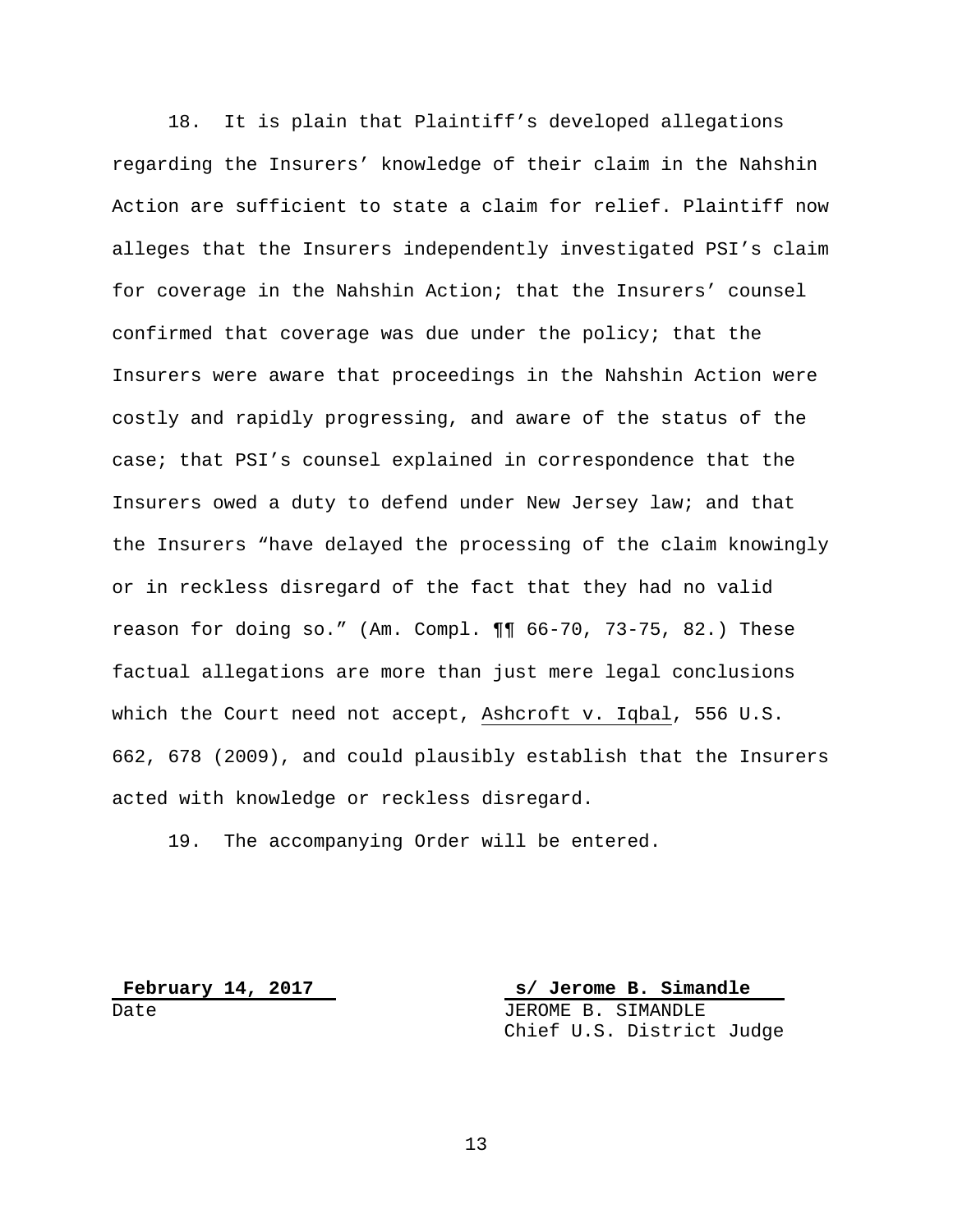18. It is plain that Plaintiff's developed allegations regarding the Insurers' knowledge of their claim in the Nahshin Action are sufficient to state a claim for relief. Plaintiff now alleges that the Insurers independently investigated PSI's claim for coverage in the Nahshin Action; that the Insurers' counsel confirmed that coverage was due under the policy; that the Insurers were aware that proceedings in the Nahshin Action were costly and rapidly progressing, and aware of the status of the case; that PSI's counsel explained in correspondence that the Insurers owed a duty to defend under New Jersey law; and that the Insurers "have delayed the processing of the claim knowingly or in reckless disregard of the fact that they had no valid reason for doing so." (Am. Compl. ¶¶ 66-70, 73-75, 82.) These factual allegations are more than just mere legal conclusions which the Court need not accept, Ashcroft v. Iqbal, 556 U.S. 662, 678 (2009), and could plausibly establish that the Insurers acted with knowledge or reckless disregard.

19. The accompanying Order will be entered.

**February 14, 2017**
Date

**s/ Jerome B. Simandle**
JEROME B. SIMANDLE
Chief U.S. District Judge